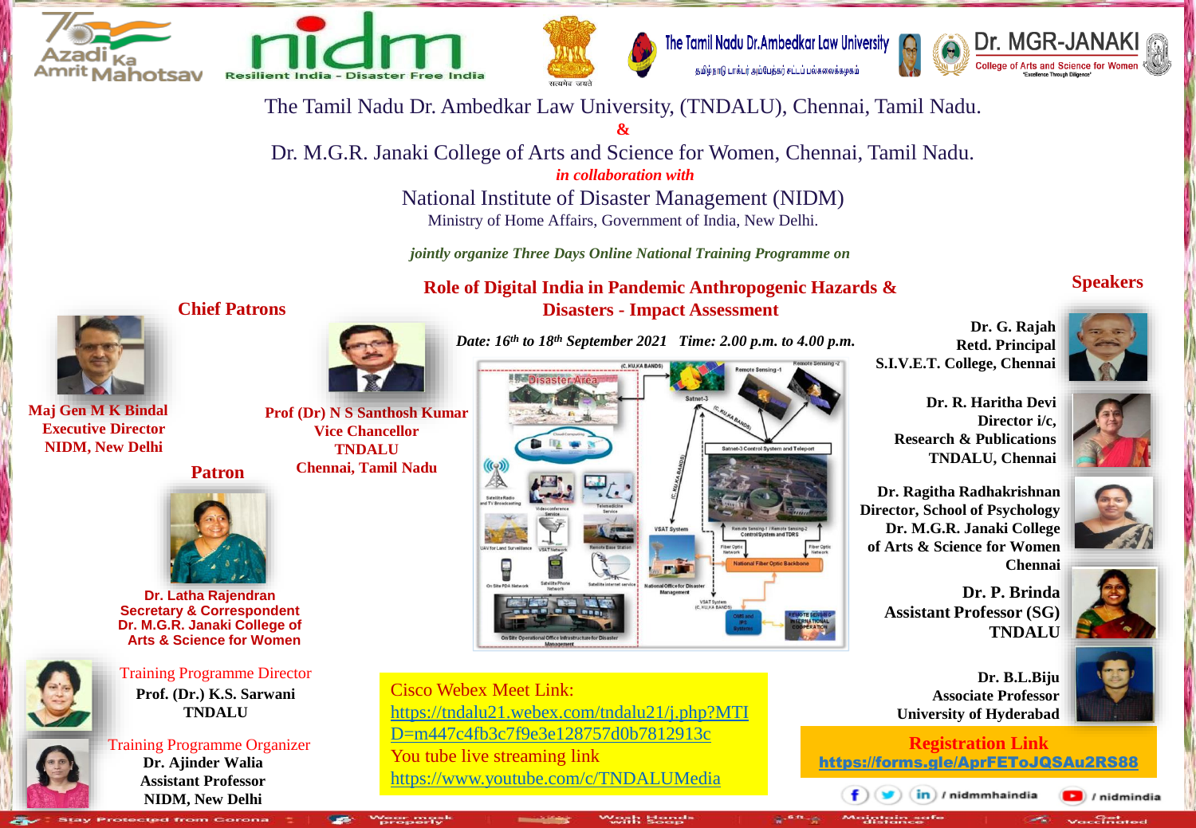The Tamil Nadu Dr. Ambedkar Law University, (TNDALU), Chennai, Tamil Nadu.

&

Dr. M.G.R. Janaki College of Arts and Science for Women, Chennai, Tamil Nadu.

*in collaboration with*

National Institute of Disaster Management (NIDM)

Ministry of Home Affairs, Government of India, New Delhi.

*jointly organize Three Days Online National Training Programme on*

# Role of Digital India in Pandemic Anthropogenic Hazards & Disasters - Impact Assessment

***Date: 16th to 18th September 2021 Time: 2.00 p.m. to 4.00 p.m.***

## Chief Patrons

**Maj Gen M K Bindal**
**Executive Director**
**NIDM, New Delhi**

**Prof (Dr) N S Santhosh Kumar**
**Vice Chancellor**
**TNDALU**
**Chennai, Tamil Nadu**

## Patron

**Dr. Latha Rajendran**
**Secretary & Correspondent**
**Dr. M.G.R. Janaki College of Arts & Science for Women**

Training Programme Director
**Prof. (Dr.) K.S. Sarwani**
**TNDALU**

Training Programme Organizer
**Dr. Ajinder Walia**
**Assistant Professor**
**NIDM, New Delhi**

## Speakers

**Dr. G. Rajah**
**Retd. Principal**
**S.I.V.E.T. College, Chennai**

**Dr. R. Haritha Devi**
**Director i/c,**
**Research & Publications**
**TNDALU, Chennai**

**Dr. Ragitha Radhakrishnan**
**Director, School of Psychology**
**Dr. M.G.R. Janaki College of Arts & Science for Women**
**Chennai**

**Dr. P. Brinda**
**Assistant Professor (SG)**
**TNDALU**

**Dr. B.L.Biju**
**Associate Professor**
**University of Hyderabad**

Cisco Webex Meet Link:
https://tndalu21.webex.com/tndalu21/j.php?MTID=m447c4fb3c7f9e3e128757d0b7812913c
You tube live streaming link
https://www.youtube.com/c/TNDALUMedia

**Registration Link**
**https://forms.gle/AprFEToJQSAu2RS88**

/ nidmmhaindia / nidmindia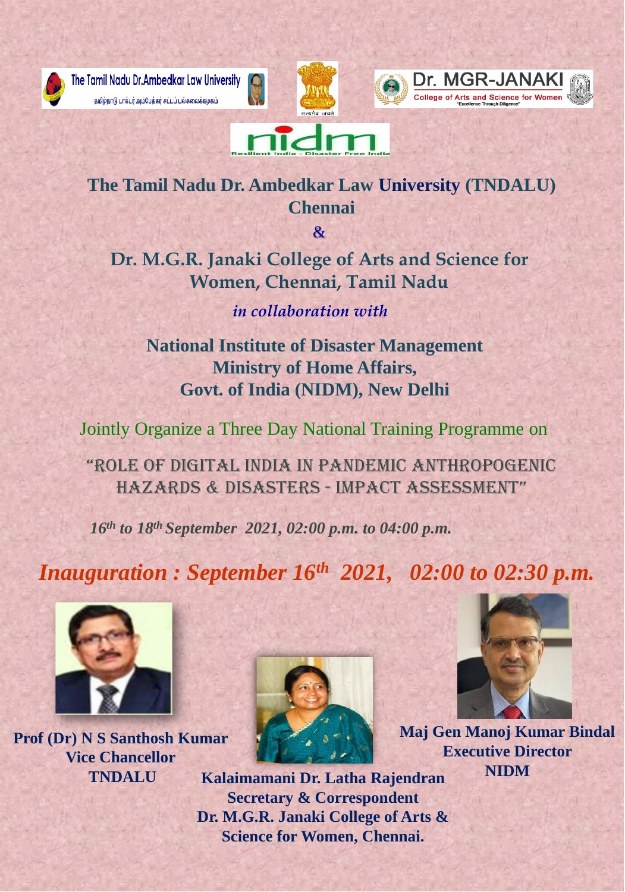The Tamil Nadu Dr.Ambedkar Law University
தமிழ்நாடு டாக்டர் அம்பேத்கர் சட்டப் பல்கலைக்கழகம்

Dr. MGR-JANAKI
College of Arts and Science for Women
"Excellence Through Diligence"

nidm
Resilient India - Disaster Free India

## The Tamil Nadu Dr. Ambedkar Law University (TNDALU) Chennai

&

## Dr. M.G.R. Janaki College of Arts and Science for Women, Chennai, Tamil Nadu

*in collaboration with*

## National Institute of Disaster Management Ministry of Home Affairs, Govt. of India (NIDM), New Delhi

Jointly Organize a Three Day National Training Programme on

# "ROLE OF DIGITAL INDIA IN PANDEMIC ANTHROPOGENIC HAZARDS & DISASTERS - IMPACT ASSESSMENT"

***16th to 18th September 2021, 02:00 p.m. to 04:00 p.m.***

## *Inauguration : September 16th 2021, 02:00 to 02:30 p.m.*

**Prof (Dr) N S Santhosh Kumar**
**Vice Chancellor**
**TNDALU**

**Kalaimamani Dr. Latha Rajendran**
**Secretary & Correspondent**
**Dr. M.G.R. Janaki College of Arts & Science for Women, Chennai.**

**Maj Gen Manoj Kumar Bindal**
**Executive Director**
**NIDM**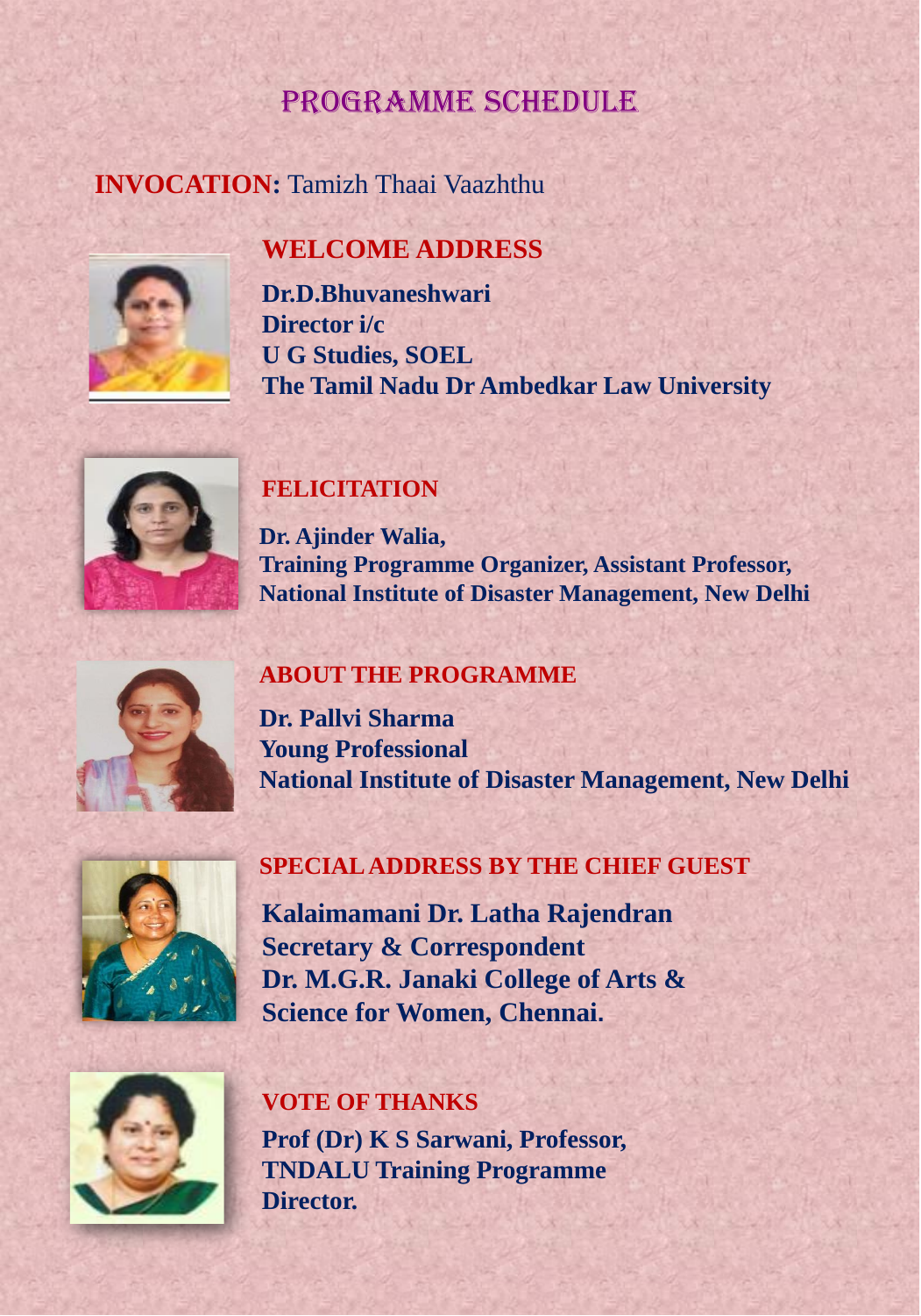# PROGRAMME SCHEDULE

**INVOCATION:** Tamizh Thaai Vaazhthu

## WELCOME ADDRESS

**Dr.D.Bhuvaneshwari**
**Director i/c**
**U G Studies, SOEL**
**The Tamil Nadu Dr Ambedkar Law University**

## FELICITATION

**Dr. Ajinder Walia,**
**Training Programme Organizer, Assistant Professor,**
**National Institute of Disaster Management, New Delhi**

## ABOUT THE PROGRAMME

**Dr. Pallvi Sharma**
**Young Professional**
**National Institute of Disaster Management, New Delhi**

## SPECIAL ADDRESS BY THE CHIEF GUEST

**Kalaimamani Dr. Latha Rajendran**
**Secretary & Correspondent**
**Dr. M.G.R. Janaki College of Arts &**
**Science for Women, Chennai.**

## VOTE OF THANKS

**Prof (Dr) K S Sarwani, Professor,**
**TNDALU Training Programme**
**Director.**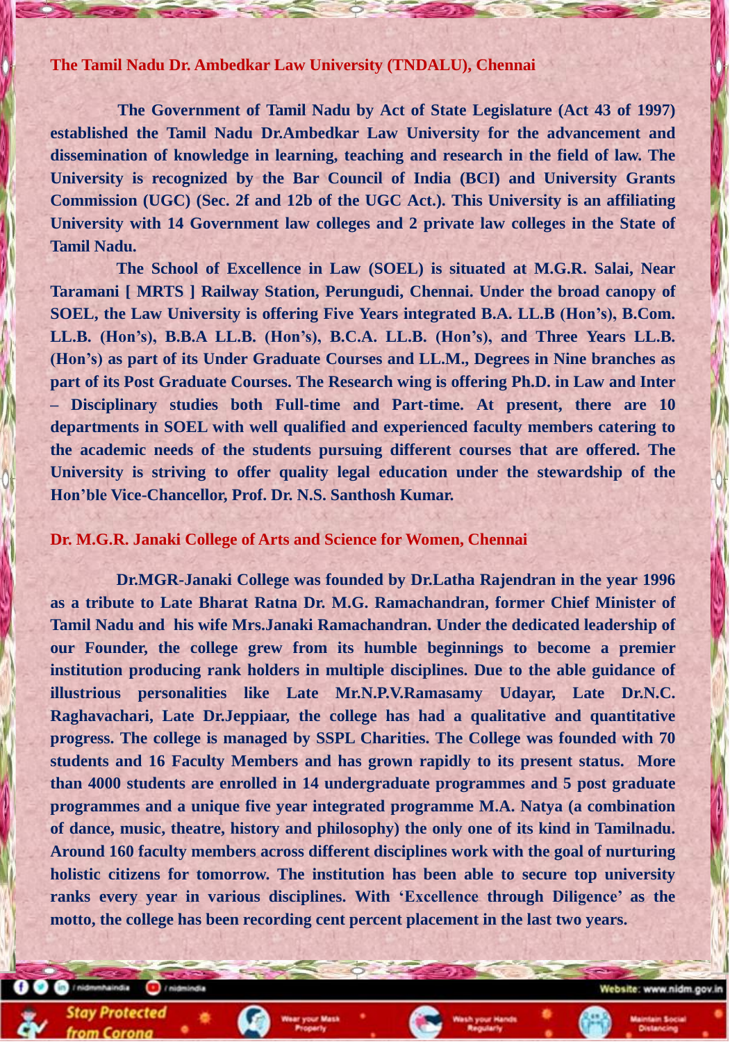## The Tamil Nadu Dr. Ambedkar Law University (TNDALU), Chennai

**The Government of Tamil Nadu by Act of State Legislature (Act 43 of 1997) established the Tamil Nadu Dr.Ambedkar Law University for the advancement and dissemination of knowledge in learning, teaching and research in the field of law. The University is recognized by the Bar Council of India (BCI) and University Grants Commission (UGC) (Sec. 2f and 12b of the UGC Act.). This University is an affiliating University with 14 Government law colleges and 2 private law colleges in the State of Tamil Nadu.**

**The School of Excellence in Law (SOEL) is situated at M.G.R. Salai, Near Taramani [ MRTS ] Railway Station, Perungudi, Chennai. Under the broad canopy of SOEL, the Law University is offering Five Years integrated B.A. LL.B (Hon's), B.Com. LL.B. (Hon's), B.B.A LL.B. (Hon's), B.C.A. LL.B. (Hon's), and Three Years LL.B. (Hon's) as part of its Under Graduate Courses and LL.M., Degrees in Nine branches as part of its Post Graduate Courses. The Research wing is offering Ph.D. in Law and Inter – Disciplinary studies both Full-time and Part-time. At present, there are 10 departments in SOEL with well qualified and experienced faculty members catering to the academic needs of the students pursuing different courses that are offered. The University is striving to offer quality legal education under the stewardship of the Hon'ble Vice-Chancellor, Prof. Dr. N.S. Santhosh Kumar.**

## Dr. M.G.R. Janaki College of Arts and Science for Women, Chennai

**Dr.MGR-Janaki College was founded by Dr.Latha Rajendran in the year 1996 as a tribute to Late Bharat Ratna Dr. M.G. Ramachandran, former Chief Minister of Tamil Nadu and his wife Mrs.Janaki Ramachandran. Under the dedicated leadership of our Founder, the college grew from its humble beginnings to become a premier institution producing rank holders in multiple disciplines. Due to the able guidance of illustrious personalities like Late Mr.N.P.V.Ramasamy Udayar, Late Dr.N.C. Raghavachari, Late Dr.Jeppiaar, the college has had a qualitative and quantitative progress. The college is managed by SSPL Charities. The College was founded with 70 students and 16 Faculty Members and has grown rapidly to its present status. More than 4000 students are enrolled in 14 undergraduate programmes and 5 post graduate programmes and a unique five year integrated programme M.A. Natya (a combination of dance, music, theatre, history and philosophy) the only one of its kind in Tamilnadu. Around 160 faculty members across different disciplines work with the goal of nurturing holistic citizens for tomorrow. The institution has been able to secure top university ranks every year in various disciplines. With 'Excellence through Diligence' as the motto, the college has been recording cent percent placement in the last two years.**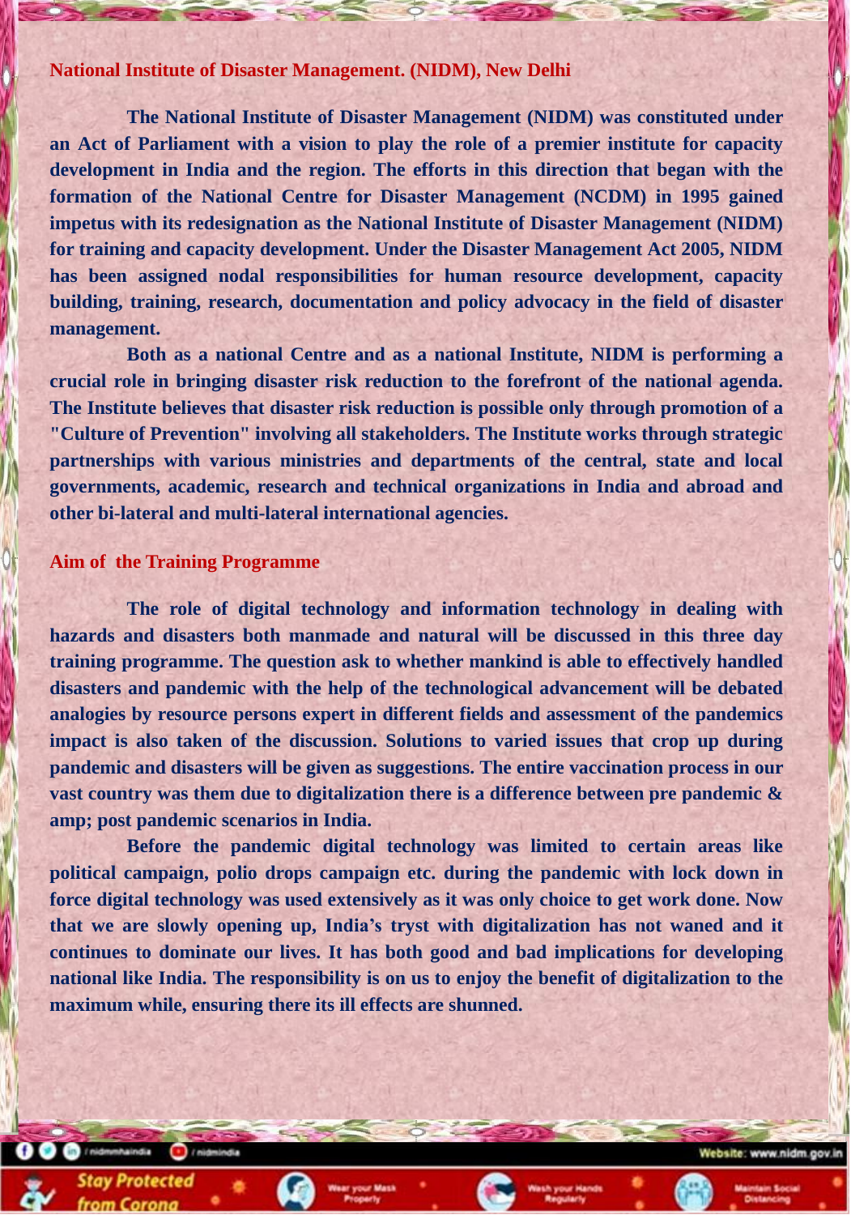## National Institute of Disaster Management. (NIDM), New Delhi

**The National Institute of Disaster Management (NIDM) was constituted under an Act of Parliament with a vision to play the role of a premier institute for capacity development in India and the region. The efforts in this direction that began with the formation of the National Centre for Disaster Management (NCDM) in 1995 gained impetus with its redesignation as the National Institute of Disaster Management (NIDM) for training and capacity development. Under the Disaster Management Act 2005, NIDM has been assigned nodal responsibilities for human resource development, capacity building, training, research, documentation and policy advocacy in the field of disaster management.**

**Both as a national Centre and as a national Institute, NIDM is performing a crucial role in bringing disaster risk reduction to the forefront of the national agenda. The Institute believes that disaster risk reduction is possible only through promotion of a "Culture of Prevention" involving all stakeholders. The Institute works through strategic partnerships with various ministries and departments of the central, state and local governments, academic, research and technical organizations in India and abroad and other bi-lateral and multi-lateral international agencies.**

## Aim of the Training Programme

**The role of digital technology and information technology in dealing with hazards and disasters both manmade and natural will be discussed in this three day training programme. The question ask to whether mankind is able to effectively handled disasters and pandemic with the help of the technological advancement will be debated analogies by resource persons expert in different fields and assessment of the pandemics impact is also taken of the discussion. Solutions to varied issues that crop up during pandemic and disasters will be given as suggestions. The entire vaccination process in our vast country was them due to digitalization there is a difference between pre pandemic & amp; post pandemic scenarios in India.**

**Before the pandemic digital technology was limited to certain areas like political campaign, polio drops campaign etc. during the pandemic with lock down in force digital technology was used extensively as it was only choice to get work done. Now that we are slowly opening up, India's tryst with digitalization has not waned and it continues to dominate our lives. It has both good and bad implications for developing national like India. The responsibility is on us to enjoy the benefit of digitalization to the maximum while, ensuring there its ill effects are shunned.**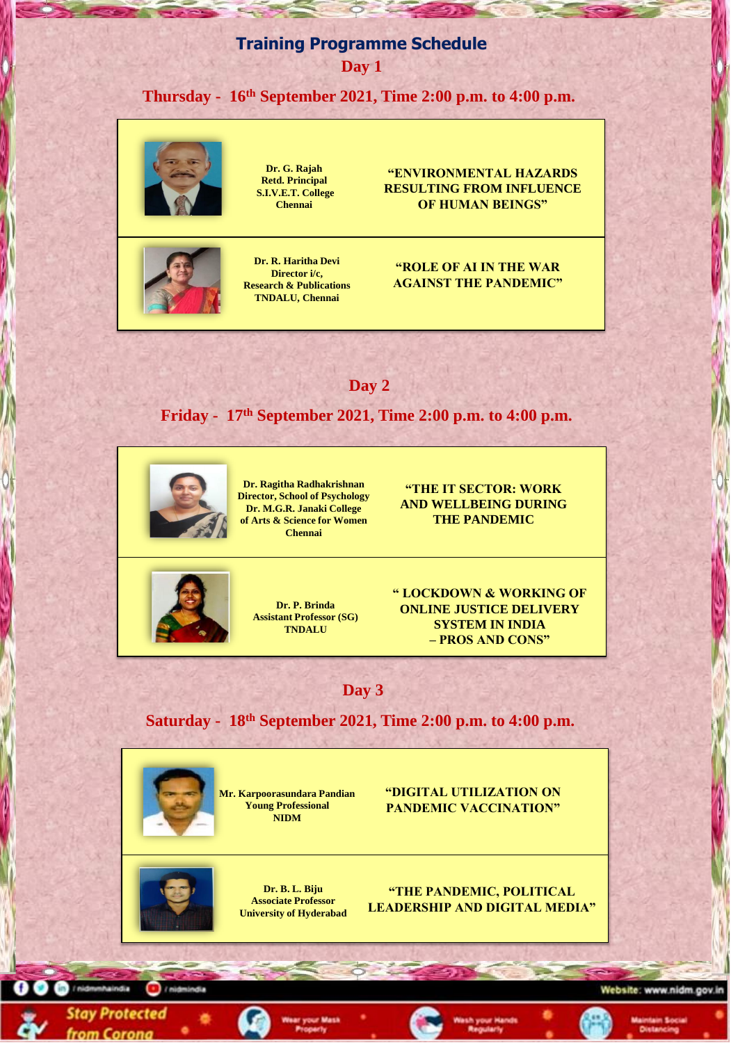# Training Programme Schedule

## Day 1

### Thursday - 16th September 2021, Time 2:00 p.m. to 4:00 p.m.

| Speaker | Topic |
|---|---|
| **Dr. G. Rajah**<br>Retd. Principal<br>S.I.V.E.T. College<br>Chennai | **"ENVIRONMENTAL HAZARDS RESULTING FROM INFLUENCE OF HUMAN BEINGS"** |
| **Dr. R. Haritha Devi**<br>Director i/c,<br>Research & Publications<br>TNDALU, Chennai | **"ROLE OF AI IN THE WAR AGAINST THE PANDEMIC"** |

## Day 2

### Friday - 17th September 2021, Time 2:00 p.m. to 4:00 p.m.

| Speaker | Topic |
|---|---|
| **Dr. Ragitha Radhakrishnan**<br>Director, School of Psychology<br>Dr. M.G.R. Janaki College<br>of Arts & Science for Women<br>Chennai | **"THE IT SECTOR: WORK AND WELLBEING DURING THE PANDEMIC** |
| **Dr. P. Brinda**<br>Assistant Professor (SG)<br>TNDALU | **" LOCKDOWN & WORKING OF ONLINE JUSTICE DELIVERY SYSTEM IN INDIA – PROS AND CONS"** |

## Day 3

### Saturday - 18th September 2021, Time 2:00 p.m. to 4:00 p.m.

| Speaker | Topic |
|---|---|
| **Mr. Karpoorasundara Pandian**<br>Young Professional<br>NIDM | **"DIGITAL UTILIZATION ON PANDEMIC VACCINATION"** |
| **Dr. B. L. Biju**<br>Associate Professor<br>University of Hyderabad | **"THE PANDEMIC, POLITICAL LEADERSHIP AND DIGITAL MEDIA"** |

/nidmmhaindia /nidmindia Website: www.nidm.gov.in

Stay Protected from Corona · Wear your Mask Properly · Wash your Hands Regularly · Maintain Social Distancing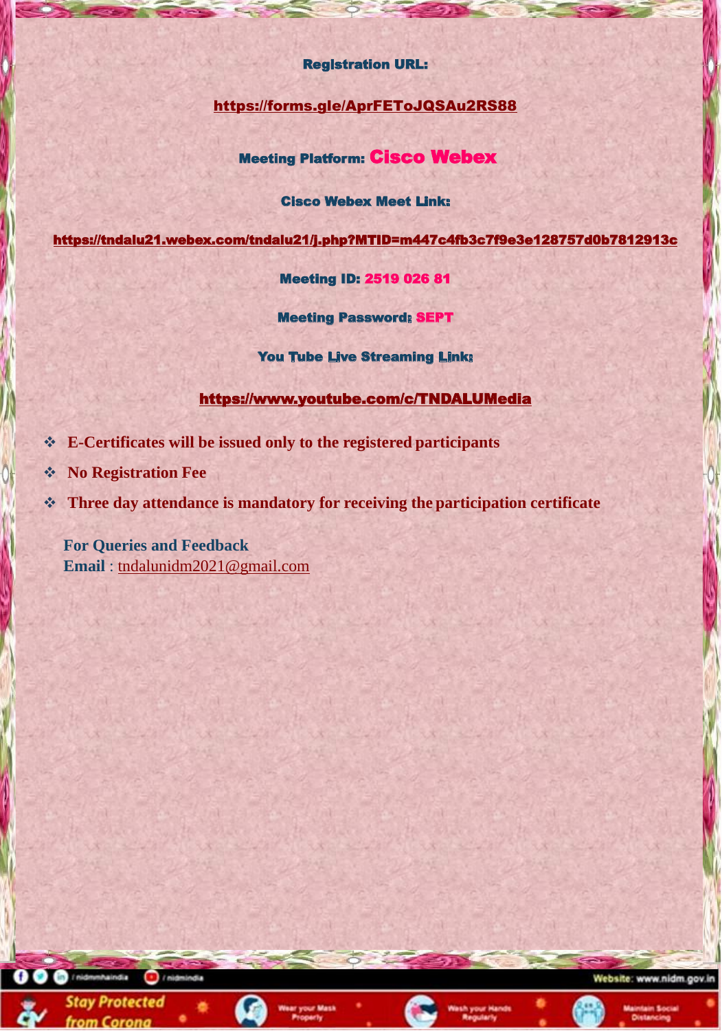**Registration URL:**

https://forms.gle/AprFEToJQSAu2RS88

**Meeting Platform: Cisco Webex**

**Cisco Webex Meet Link:**

https://tndalu21.webex.com/tndalu21/j.php?MTID=m447c4fb3c7f9e3e128757d0b7812913c

**Meeting ID: 2519 026 81**

**Meeting Password: SEPT**

**You Tube Live Streaming Link:**

https://www.youtube.com/c/TNDALUMedia

- **E-Certificates will be issued only to the registered participants**
- **No Registration Fee**
- **Three day attendance is mandatory for receiving the participation certificate**

**For Queries and Feedback**
**Email** : tndalunidm2021@gmail.com